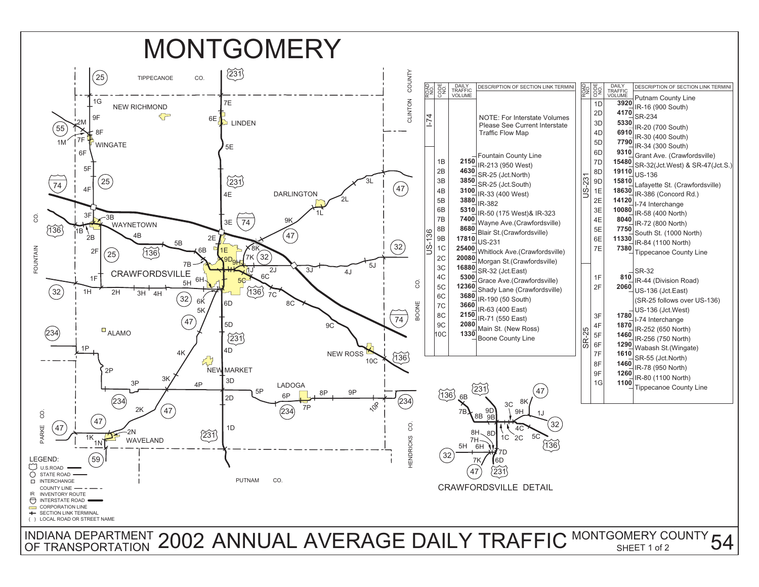# MONTGOMERY

INDIANA DEPARTMENT OF TRANSPORTATION — 2002 ANNUAL AVERAGE DAILY TRAFFIC — MONTGOMERY COUNTY SHEET 1 of 2 — 54

| ROAD NO | CODE NO | DAILY TRAFFIC VOLUME | DESCRIPTION OF SECTION LINK TERMINI |
|---|---|---|---|
| I-74 | | | NOTE: For Interstate Volumes Please See Current Interstate Traffic Flow Map |
| US-136 | | | Fountain County Line |
| | 1B | 2150 | IR-213 (950 West) |
| | 2B | 4630 | SR-25 (Jct.North) |
| | 3B | 3850 | SR-25 (Jct.South) |
| | 4B | 3100 | IR-33 (400 West) |
| | 5B | 3880 | IR-382 |
| | 6B | 5310 | IR-50 (175 West)& IR-323 |
| | 7B | 7400 | Wayne Ave.(Crawfordsville) |
| | 8B | 8680 | Blair St.(Crawfordsville) |
| | 9B | 17810 | US-231 |
| | 1C | 25400 | Whitlock Ave.(Crawfordsville) |
| | 2C | 20080 | Morgan St.(Crawfordsville) |
| | 3C | 16880 | SR-32 (Jct.East) |
| | 4C | 5300 | Grace Ave.(Crawfordsville) |
| | 5C | 12360 | Shady Lane (Crawfordsville) |
| | 6C | 3680 | IR-190 (50 South) |
| | 7C | 3660 | IR-63 (400 East) |
| | 8C | 2150 | IR-71 (550 East) |
| | 9C | 2080 | Main St. (New Ross) |
| | 10C | 1330 | Boone County Line |

| ROAD NO | CODE NO | DAILY TRAFFIC VOLUME | DESCRIPTION OF SECTION LINK TERMINI |
|---|---|---|---|
| US-231 | | | Putnam County Line |
| | 1D | 3920 | IR-16 (900 South) |
| | 2D | 4170 | SR-234 |
| | 3D | 5330 | IR-20 (700 South) |
| | 4D | 6910 | IR-30 (400 South) |
| | 5D | 7790 | IR-34 (300 South) |
| | 6D | 9310 | Grant Ave. (Crawfordsville) |
| | 7D | 15480 | SR-32(Jct.West) & SR-47(Jct.S.) |
| | 8D | 19110 | US-136 |
| | 9D | 15810 | Lafayette St. (Crawfordsville) |
| | 1E | 18630 | IR-386 (Concord Rd.) |
| | 2E | 14120 | I-74 Interchange |
| | 3E | 10080 | IR-58 (400 North) |
| | 4E | 8040 | IR-72 (800 North) |
| | 5E | 7750 | South St. (1000 North) |
| | 6E | 11330 | IR-84 (1100 North) |
| | 7E | 7380 | Tippecanoe County Line |
| SR-25 | | | SR-32 |
| | 1F | 810 | IR-44 (Division Road) |
| | 2F | 2060 | US-136 (Jct.East) |
| | | | (SR-25 follows over US-136) |
| | | | US-136 (Jct.West) |
| | 3F | 1780 | I-74 Interchange |
| | 4F | 1870 | IR-252 (650 North) |
| | 5F | 1460 | IR-256 (750 North) |
| | 6F | 1290 | Wabash St.(Wingate) |
| | 7F | 1610 | SR-55 (Jct.North) |
| | 8F | 1460 | IR-78 (950 North) |
| | 9F | 1260 | IR-80 (1100 North) |
| | 1G | 1100 | Tippecanoe County Line |

CRAWFORDSVILLE DETAIL

LEGEND:
- U.S.ROAD
- STATE ROAD
- INTERCHANGE
- COUNTY LINE
- IR INVENTORY ROUTE
- INTERSTATE ROAD
- CORPORATION LINE
- SECTION LINK TERMINAL
- ( ) LOCAL ROAD OR STREET NAME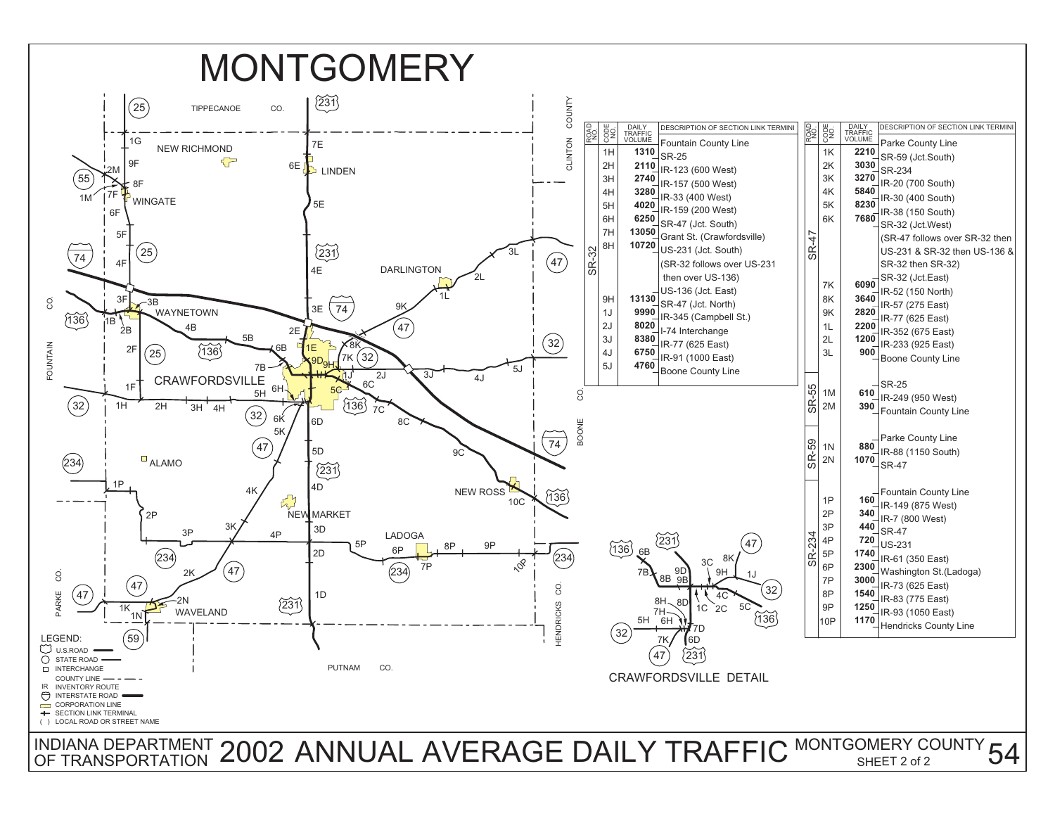# MONTGOMERY

| ROAD NO. | CODE NO. | DAILY TRAFFIC VOLUME | DESCRIPTION OF SECTION LINK TERMINI |
|---|---|---|---|
| SR-32 | | | Fountain County Line |
| | 1H | 1310 | SR-25 |
| | 2H | 2110 | IR-123 (600 West) |
| | 3H | 2740 | IR-157 (500 West) |
| | 4H | 3280 | IR-33 (400 West) |
| | 5H | 4020 | IR-159 (200 West) |
| | 6H | 6250 | SR-47 (Jct. South) |
| | 7H | 13050 | Grant St. (Crawfordsville) |
| | 8H | 10720 | US-231 (Jct. South) |
| | | | (SR-32 follows over US-231 then over US-136) |
| | | | US-136 (Jct. East) |
| | 9H | 13130 | SR-47 (Jct. North) |
| | 1J | 9990 | IR-345 (Campbell St.) |
| | 2J | 8020 | I-74 Interchange |
| | 3J | 8380 | IR-77 (625 East) |
| | 4J | 6750 | IR-91 (1000 East) |
| | 5J | 4760 | Boone County Line |

| ROAD NO. | CODE NO. | DAILY TRAFFIC VOLUME | DESCRIPTION OF SECTION LINK TERMINI |
|---|---|---|---|
| SR-47 | | | Parke County Line |
| | 1K | 2210 | SR-59 (Jct.South) |
| | 2K | 3030 | SR-234 |
| | 3K | 3270 | IR-20 (700 South) |
| | 4K | 5840 | IR-30 (400 South) |
| | 5K | 8230 | IR-38 (150 South) |
| | 6K | 7680 | SR-32 (Jct.West) |
| | | | (SR-47 follows over SR-32 then US-231 & SR-32 then US-136 & SR-32 then SR-32) |
| | | | SR-32 (Jct.East) |
| | 7K | 6090 | IR-52 (150 North) |
| | 8K | 3640 | IR-57 (275 East) |
| | 9K | 2820 | IR-77 (625 East) |
| | 1L | 2200 | IR-352 (675 East) |
| | 2L | 1200 | IR-233 (925 East) |
| | 3L | 900 | Boone County Line |
| SR-55 | | | SR-25 |
| | 1M | 610 | IR-249 (950 West) |
| | 2M | 390 | Fountain County Line |
| SR-59 | | | Parke County Line |
| | 1N | 880 | IR-88 (1150 South) |
| | 2N | 1070 | SR-47 |
| SR-234 | | | Fountain County Line |
| | 1P | 160 | IR-149 (875 West) |
| | 2P | 340 | IR-7 (800 West) |
| | 3P | 440 | SR-47 |
| | 4P | 720 | US-231 |
| | 5P | 1740 | IR-61 (350 East) |
| | 6P | 2300 | Washington St.(Ladoga) |
| | 7P | 3000 | IR-73 (625 East) |
| | 8P | 1540 | IR-83 (775 East) |
| | 9P | 1250 | IR-93 (1050 East) |
| | 10P | 1170 | Hendricks County Line |

CRAWFORDSVILLE DETAIL

LEGEND:
- U.S.ROAD
- STATE ROAD
- INTERCHANGE
- COUNTY LINE
- IR INVENTORY ROUTE
- INTERSTATE ROAD
- CORPORATION LINE
- SECTION LINK TERMINAL
- ( ) LOCAL ROAD OR STREET NAME

INDIANA DEPARTMENT OF TRANSPORTATION 2002 ANNUAL AVERAGE DAILY TRAFFIC MONTGOMERY COUNTY SHEET 2 of 2